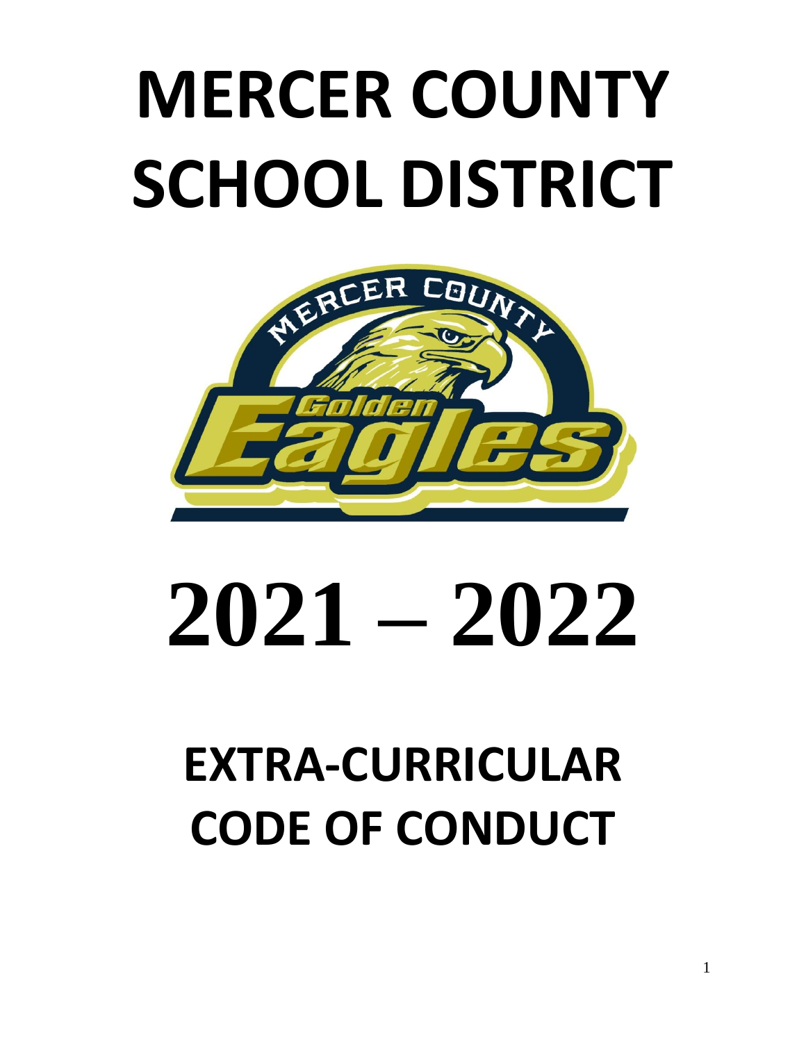# MERCER COUNTY SCHOOL DISTRICT

# 2021 – 2022

# EXTRA-CURRICULAR CODE OF CONDUCT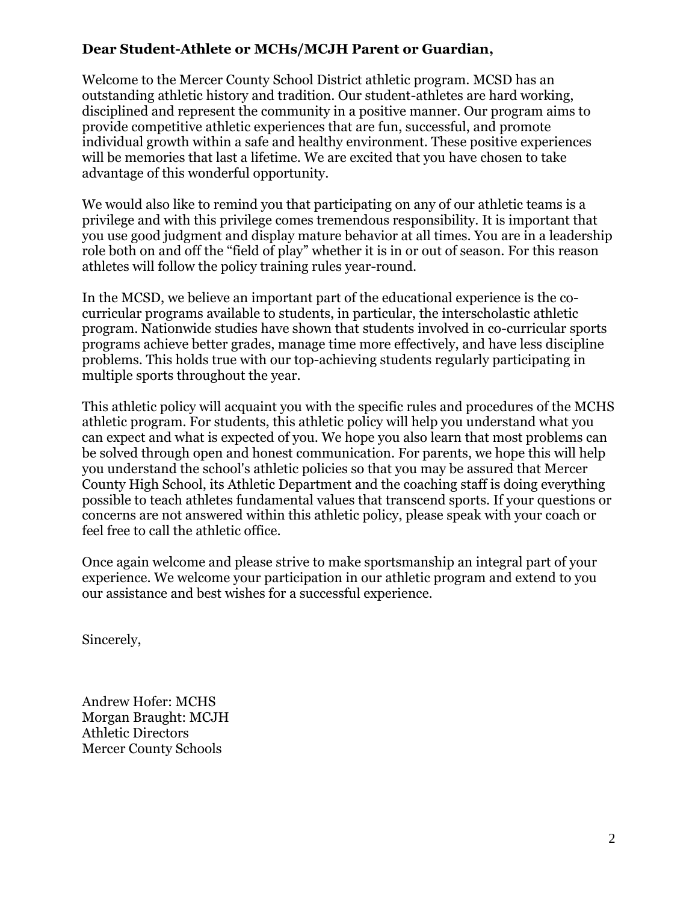**Dear Student-Athlete or MCHs/MCJH Parent or Guardian,**

Welcome to the Mercer County School District athletic program. MCSD has an outstanding athletic history and tradition. Our student-athletes are hard working, disciplined and represent the community in a positive manner. Our program aims to provide competitive athletic experiences that are fun, successful, and promote individual growth within a safe and healthy environment. These positive experiences will be memories that last a lifetime. We are excited that you have chosen to take advantage of this wonderful opportunity.

We would also like to remind you that participating on any of our athletic teams is a privilege and with this privilege comes tremendous responsibility. It is important that you use good judgment and display mature behavior at all times. You are in a leadership role both on and off the "field of play" whether it is in or out of season. For this reason athletes will follow the policy training rules year-round.

In the MCSD, we believe an important part of the educational experience is the co-curricular programs available to students, in particular, the interscholastic athletic program. Nationwide studies have shown that students involved in co-curricular sports programs achieve better grades, manage time more effectively, and have less discipline problems. This holds true with our top-achieving students regularly participating in multiple sports throughout the year.

This athletic policy will acquaint you with the specific rules and procedures of the MCHS athletic program. For students, this athletic policy will help you understand what you can expect and what is expected of you. We hope you also learn that most problems can be solved through open and honest communication. For parents, we hope this will help you understand the school's athletic policies so that you may be assured that Mercer County High School, its Athletic Department and the coaching staff is doing everything possible to teach athletes fundamental values that transcend sports. If your questions or concerns are not answered within this athletic policy, please speak with your coach or feel free to call the athletic office.

Once again welcome and please strive to make sportsmanship an integral part of your experience. We welcome your participation in our athletic program and extend to you our assistance and best wishes for a successful experience.

Sincerely,

Andrew Hofer: MCHS
Morgan Braught: MCJH
Athletic Directors
Mercer County Schools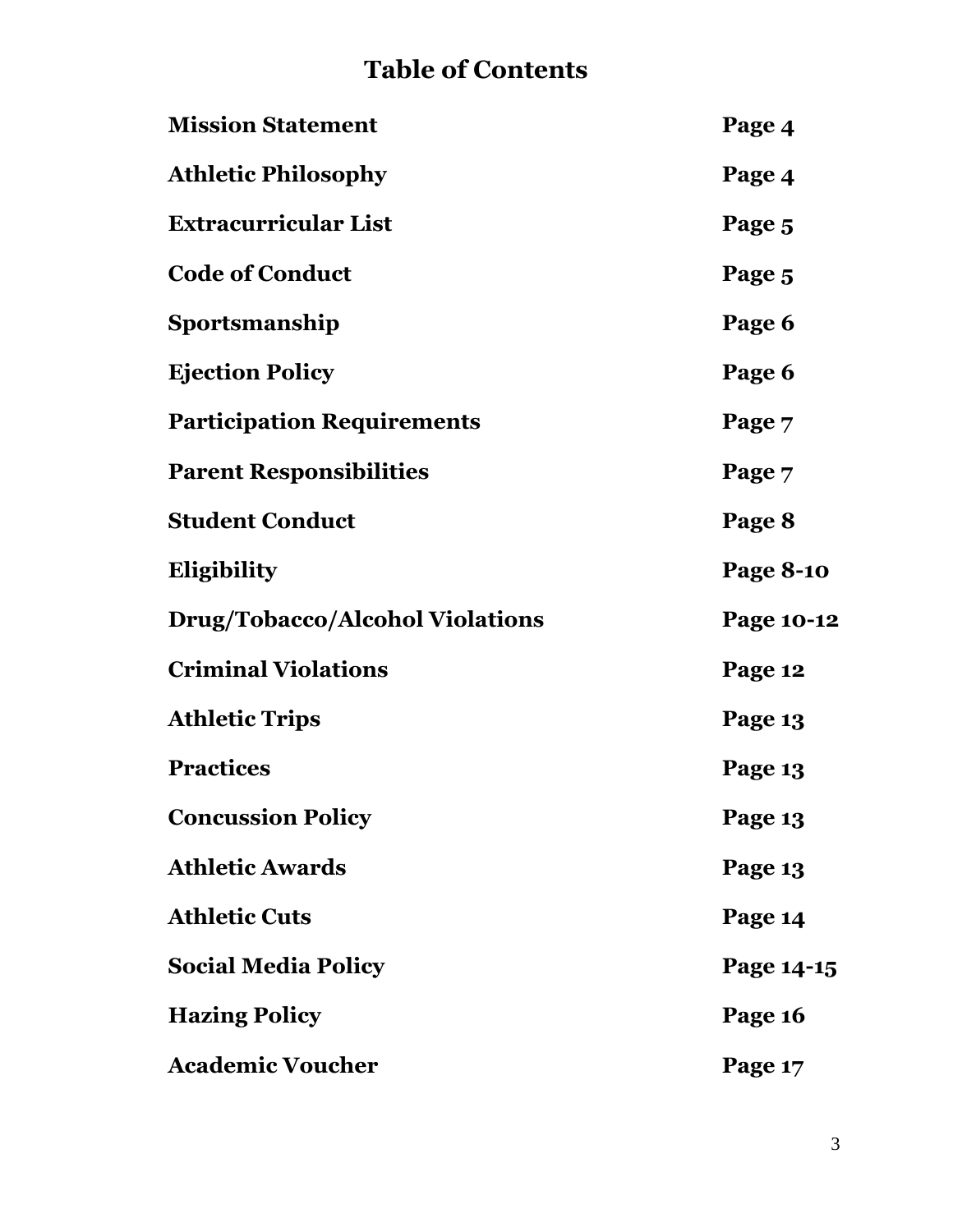# Table of Contents

| | |
|---|---|
| **Mission Statement** | **Page 4** |
| **Athletic Philosophy** | **Page 4** |
| **Extracurricular List** | **Page 5** |
| **Code of Conduct** | **Page 5** |
| **Sportsmanship** | **Page 6** |
| **Ejection Policy** | **Page 6** |
| **Participation Requirements** | **Page 7** |
| **Parent Responsibilities** | **Page 7** |
| **Student Conduct** | **Page 8** |
| **Eligibility** | **Page 8-10** |
| **Drug/Tobacco/Alcohol Violations** | **Page 10-12** |
| **Criminal Violations** | **Page 12** |
| **Athletic Trips** | **Page 13** |
| **Practices** | **Page 13** |
| **Concussion Policy** | **Page 13** |
| **Athletic Awards** | **Page 13** |
| **Athletic Cuts** | **Page 14** |
| **Social Media Policy** | **Page 14-15** |
| **Hazing Policy** | **Page 16** |
| **Academic Voucher** | **Page 17** |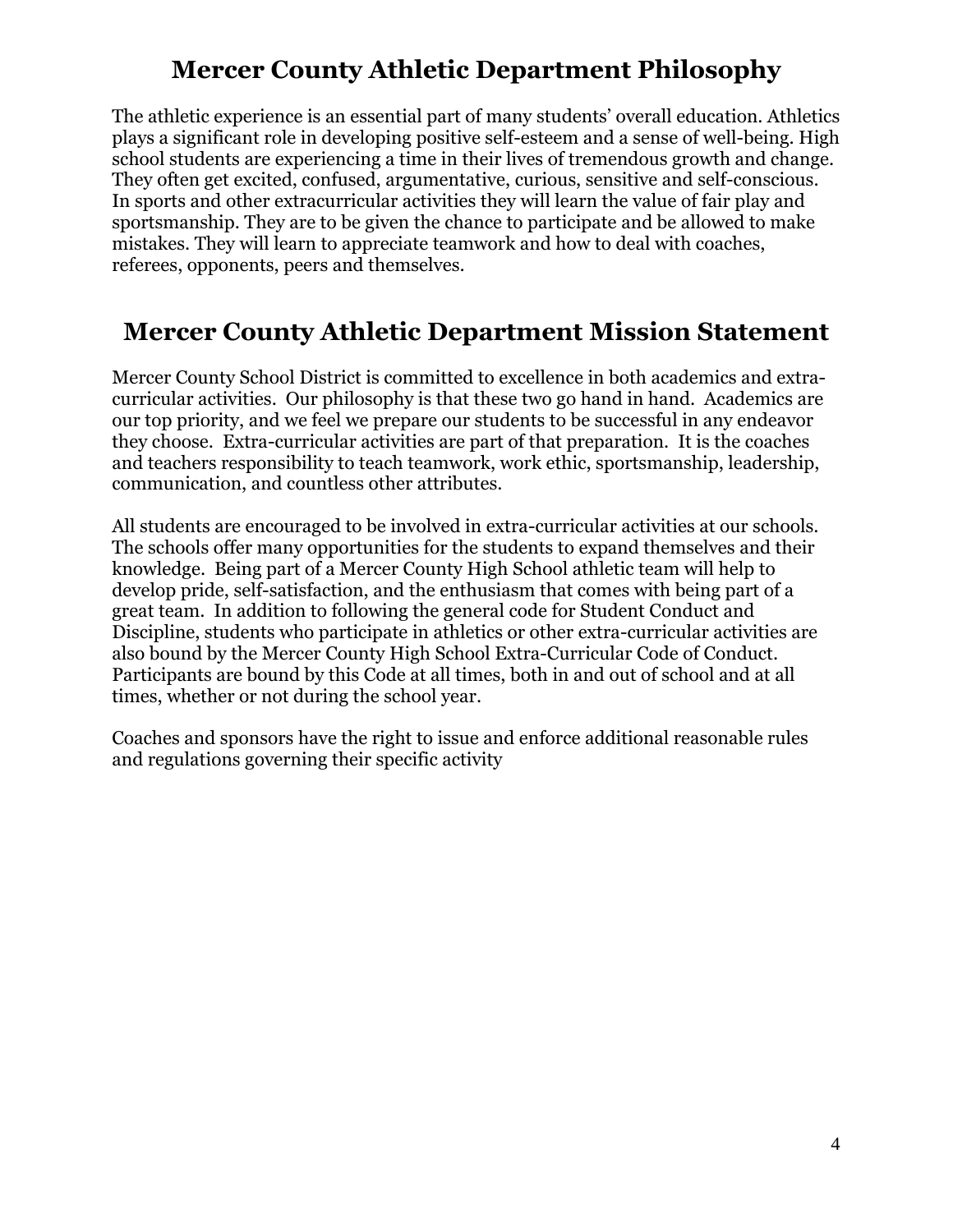# Mercer County Athletic Department Philosophy

The athletic experience is an essential part of many students' overall education. Athletics plays a significant role in developing positive self-esteem and a sense of well-being. High school students are experiencing a time in their lives of tremendous growth and change. They often get excited, confused, argumentative, curious, sensitive and self-conscious. In sports and other extracurricular activities they will learn the value of fair play and sportsmanship. They are to be given the chance to participate and be allowed to make mistakes. They will learn to appreciate teamwork and how to deal with coaches, referees, opponents, peers and themselves.

# Mercer County Athletic Department Mission Statement

Mercer County School District is committed to excellence in both academics and extra-curricular activities. Our philosophy is that these two go hand in hand. Academics are our top priority, and we feel we prepare our students to be successful in any endeavor they choose. Extra-curricular activities are part of that preparation. It is the coaches and teachers responsibility to teach teamwork, work ethic, sportsmanship, leadership, communication, and countless other attributes.

All students are encouraged to be involved in extra-curricular activities at our schools. The schools offer many opportunities for the students to expand themselves and their knowledge. Being part of a Mercer County High School athletic team will help to develop pride, self-satisfaction, and the enthusiasm that comes with being part of a great team. In addition to following the general code for Student Conduct and Discipline, students who participate in athletics or other extra-curricular activities are also bound by the Mercer County High School Extra-Curricular Code of Conduct. Participants are bound by this Code at all times, both in and out of school and at all times, whether or not during the school year.

Coaches and sponsors have the right to issue and enforce additional reasonable rules and regulations governing their specific activity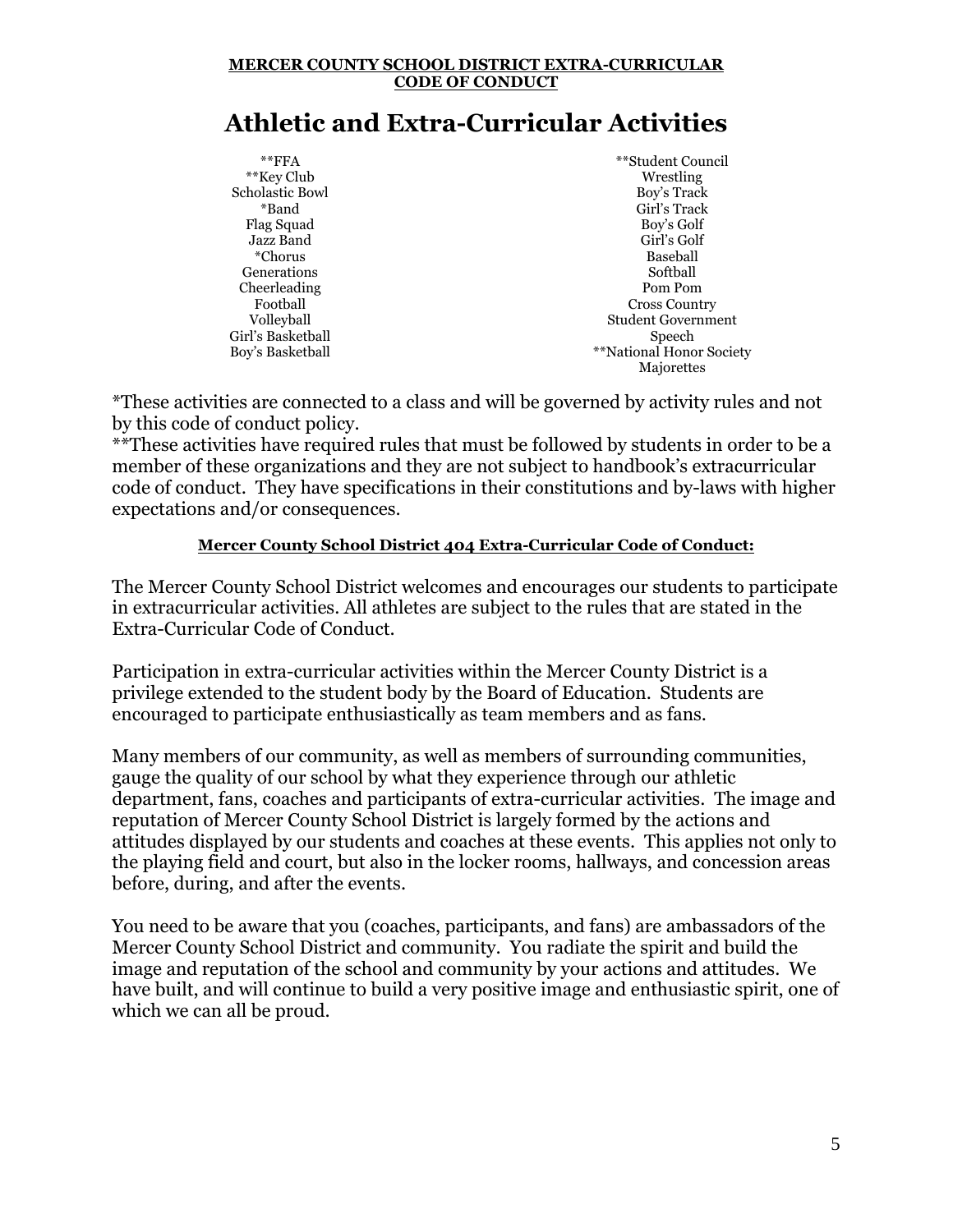**MERCER COUNTY SCHOOL DISTRICT EXTRA-CURRICULAR CODE OF CONDUCT**

# Athletic and Extra-Curricular Activities

| | |
|---|---|
| **FFA | **Student Council |
| **Key Club | Wrestling |
| Scholastic Bowl | Boy's Track |
| *Band | Girl's Track |
| Flag Squad | Boy's Golf |
| Jazz Band | Girl's Golf |
| *Chorus | Baseball |
| Generations | Softball |
| Cheerleading | Pom Pom |
| Football | Cross Country |
| Volleyball | Student Government |
| Girl's Basketball | Speech |
| Boy's Basketball | **National Honor Society |
| | Majorettes |

*These activities are connected to a class and will be governed by activity rules and not by this code of conduct policy.
**These activities have required rules that must be followed by students in order to be a member of these organizations and they are not subject to handbook's extracurricular code of conduct. They have specifications in their constitutions and by-laws with higher expectations and/or consequences.

**Mercer County School District 404 Extra-Curricular Code of Conduct:**

The Mercer County School District welcomes and encourages our students to participate in extracurricular activities. All athletes are subject to the rules that are stated in the Extra-Curricular Code of Conduct.

Participation in extra-curricular activities within the Mercer County District is a privilege extended to the student body by the Board of Education. Students are encouraged to participate enthusiastically as team members and as fans.

Many members of our community, as well as members of surrounding communities, gauge the quality of our school by what they experience through our athletic department, fans, coaches and participants of extra-curricular activities. The image and reputation of Mercer County School District is largely formed by the actions and attitudes displayed by our students and coaches at these events. This applies not only to the playing field and court, but also in the locker rooms, hallways, and concession areas before, during, and after the events.

You need to be aware that you (coaches, participants, and fans) are ambassadors of the Mercer County School District and community. You radiate the spirit and build the image and reputation of the school and community by your actions and attitudes. We have built, and will continue to build a very positive image and enthusiastic spirit, one of which we can all be proud.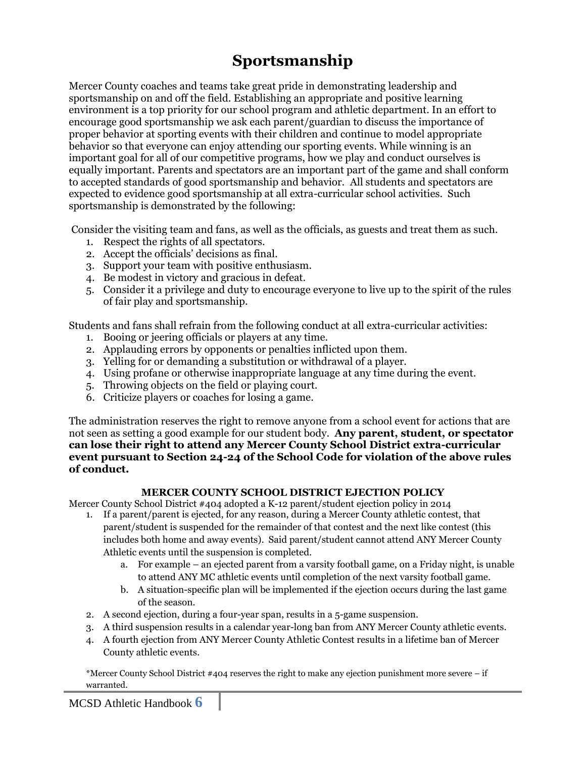# Sportsmanship

Mercer County coaches and teams take great pride in demonstrating leadership and sportsmanship on and off the field. Establishing an appropriate and positive learning environment is a top priority for our school program and athletic department. In an effort to encourage good sportsmanship we ask each parent/guardian to discuss the importance of proper behavior at sporting events with their children and continue to model appropriate behavior so that everyone can enjoy attending our sporting events. While winning is an important goal for all of our competitive programs, how we play and conduct ourselves is equally important. Parents and spectators are an important part of the game and shall conform to accepted standards of good sportsmanship and behavior. All students and spectators are expected to evidence good sportsmanship at all extra-curricular school activities. Such sportsmanship is demonstrated by the following:

Consider the visiting team and fans, as well as the officials, as guests and treat them as such.

1. Respect the rights of all spectators.
2. Accept the officials' decisions as final.
3. Support your team with positive enthusiasm.
4. Be modest in victory and gracious in defeat.
5. Consider it a privilege and duty to encourage everyone to live up to the spirit of the rules of fair play and sportsmanship.

Students and fans shall refrain from the following conduct at all extra-curricular activities:

1. Booing or jeering officials or players at any time.
2. Applauding errors by opponents or penalties inflicted upon them.
3. Yelling for or demanding a substitution or withdrawal of a player.
4. Using profane or otherwise inappropriate language at any time during the event.
5. Throwing objects on the field or playing court.
6. Criticize players or coaches for losing a game.

The administration reserves the right to remove anyone from a school event for actions that are not seen as setting a good example for our student body. **Any parent, student, or spectator can lose their right to attend any Mercer County School District extra-curricular event pursuant to Section 24-24 of the School Code for violation of the above rules of conduct.**

**MERCER COUNTY SCHOOL DISTRICT EJECTION POLICY**

Mercer County School District #404 adopted a K-12 parent/student ejection policy in 2014

1. If a parent/parent is ejected, for any reason, during a Mercer County athletic contest, that parent/student is suspended for the remainder of that contest and the next like contest (this includes both home and away events). Said parent/student cannot attend ANY Mercer County Athletic events until the suspension is completed.
   a. For example – an ejected parent from a varsity football game, on a Friday night, is unable to attend ANY MC athletic events until completion of the next varsity football game.
   b. A situation-specific plan will be implemented if the ejection occurs during the last game of the season.
2. A second ejection, during a four-year span, results in a 5-game suspension.
3. A third suspension results in a calendar year-long ban from ANY Mercer County athletic events.
4. A fourth ejection from ANY Mercer County Athletic Contest results in a lifetime ban of Mercer County athletic events.

*Mercer County School District #404 reserves the right to make any ejection punishment more severe – if warranted.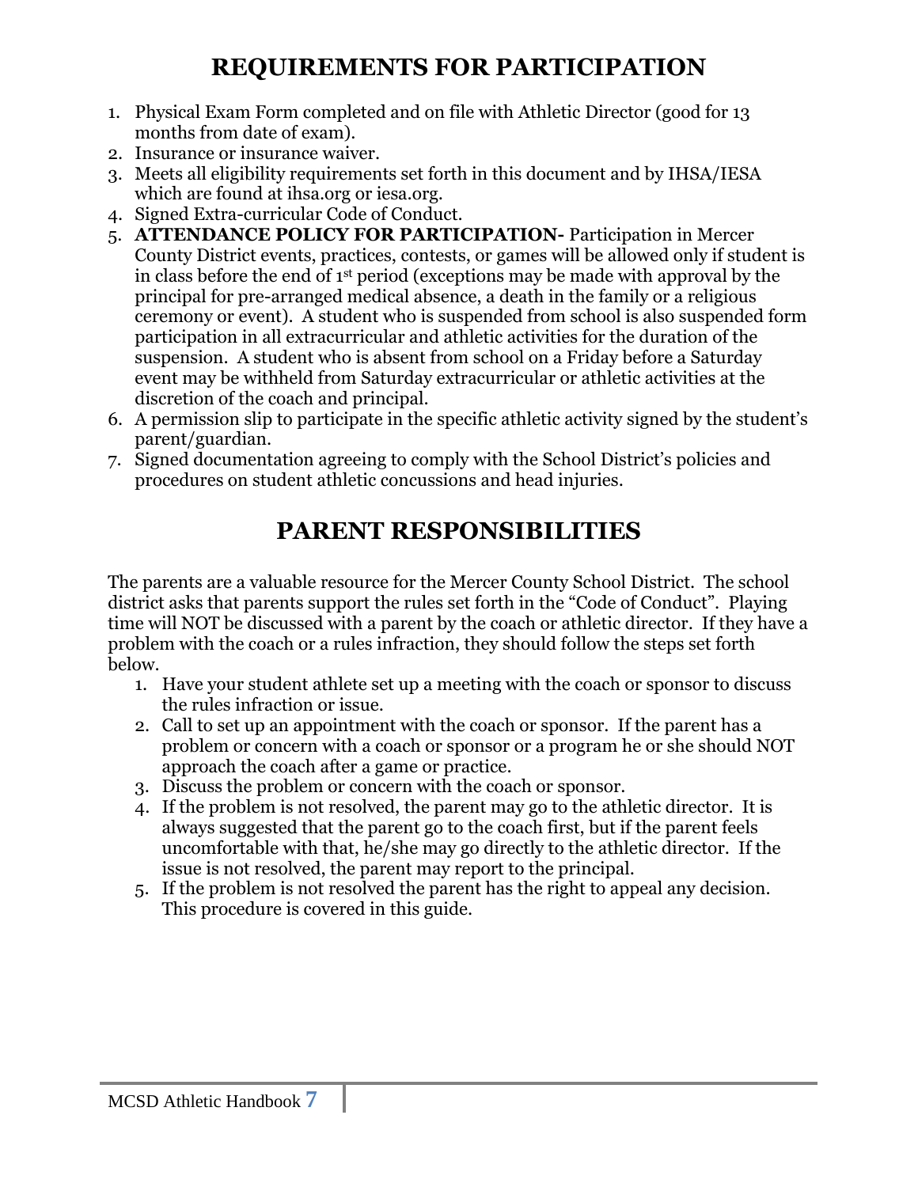# REQUIREMENTS FOR PARTICIPATION

1. Physical Exam Form completed and on file with Athletic Director (good for 13 months from date of exam).
2. Insurance or insurance waiver.
3. Meets all eligibility requirements set forth in this document and by IHSA/IESA which are found at ihsa.org or iesa.org.
4. Signed Extra-curricular Code of Conduct.
5. **ATTENDANCE POLICY FOR PARTICIPATION-** Participation in Mercer County District events, practices, contests, or games will be allowed only if student is in class before the end of 1st period (exceptions may be made with approval by the principal for pre-arranged medical absence, a death in the family or a religious ceremony or event). A student who is suspended from school is also suspended form participation in all extracurricular and athletic activities for the duration of the suspension. A student who is absent from school on a Friday before a Saturday event may be withheld from Saturday extracurricular or athletic activities at the discretion of the coach and principal.
6. A permission slip to participate in the specific athletic activity signed by the student's parent/guardian.
7. Signed documentation agreeing to comply with the School District's policies and procedures on student athletic concussions and head injuries.

# PARENT RESPONSIBILITIES

The parents are a valuable resource for the Mercer County School District. The school district asks that parents support the rules set forth in the "Code of Conduct". Playing time will NOT be discussed with a parent by the coach or athletic director. If they have a problem with the coach or a rules infraction, they should follow the steps set forth below.

1. Have your student athlete set up a meeting with the coach or sponsor to discuss the rules infraction or issue.
2. Call to set up an appointment with the coach or sponsor. If the parent has a problem or concern with a coach or sponsor or a program he or she should NOT approach the coach after a game or practice.
3. Discuss the problem or concern with the coach or sponsor.
4. If the problem is not resolved, the parent may go to the athletic director. It is always suggested that the parent go to the coach first, but if the parent feels uncomfortable with that, he/she may go directly to the athletic director. If the issue is not resolved, the parent may report to the principal.
5. If the problem is not resolved the parent has the right to appeal any decision. This procedure is covered in this guide.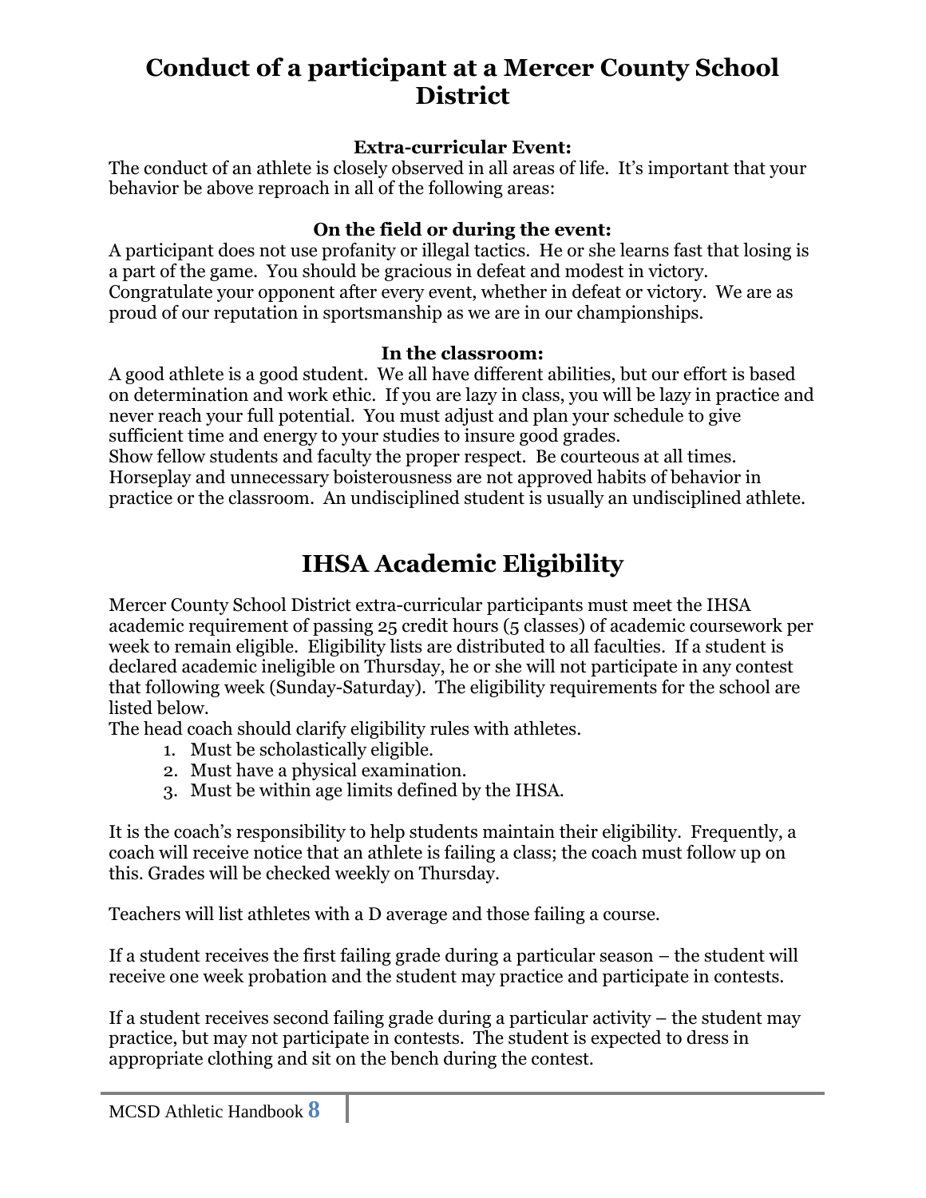# Conduct of a participant at a Mercer County School District

**Extra-curricular Event:**

The conduct of an athlete is closely observed in all areas of life. It's important that your behavior be above reproach in all of the following areas:

**On the field or during the event:**

A participant does not use profanity or illegal tactics. He or she learns fast that losing is a part of the game. You should be gracious in defeat and modest in victory. Congratulate your opponent after every event, whether in defeat or victory. We are as proud of our reputation in sportsmanship as we are in our championships.

**In the classroom:**

A good athlete is a good student. We all have different abilities, but our effort is based on determination and work ethic. If you are lazy in class, you will be lazy in practice and never reach your full potential. You must adjust and plan your schedule to give sufficient time and energy to your studies to insure good grades.
Show fellow students and faculty the proper respect. Be courteous at all times. Horseplay and unnecessary boisterousness are not approved habits of behavior in practice or the classroom. An undisciplined student is usually an undisciplined athlete.

# IHSA Academic Eligibility

Mercer County School District extra-curricular participants must meet the IHSA academic requirement of passing 25 credit hours (5 classes) of academic coursework per week to remain eligible. Eligibility lists are distributed to all faculties. If a student is declared academic ineligible on Thursday, he or she will not participate in any contest that following week (Sunday-Saturday). The eligibility requirements for the school are listed below.
The head coach should clarify eligibility rules with athletes.

1. Must be scholastically eligible.
2. Must have a physical examination.
3. Must be within age limits defined by the IHSA.

It is the coach's responsibility to help students maintain their eligibility. Frequently, a coach will receive notice that an athlete is failing a class; the coach must follow up on this. Grades will be checked weekly on Thursday.

Teachers will list athletes with a D average and those failing a course.

If a student receives the first failing grade during a particular season – the student will receive one week probation and the student may practice and participate in contests.

If a student receives second failing grade during a particular activity – the student may practice, but may not participate in contests. The student is expected to dress in appropriate clothing and sit on the bench during the contest.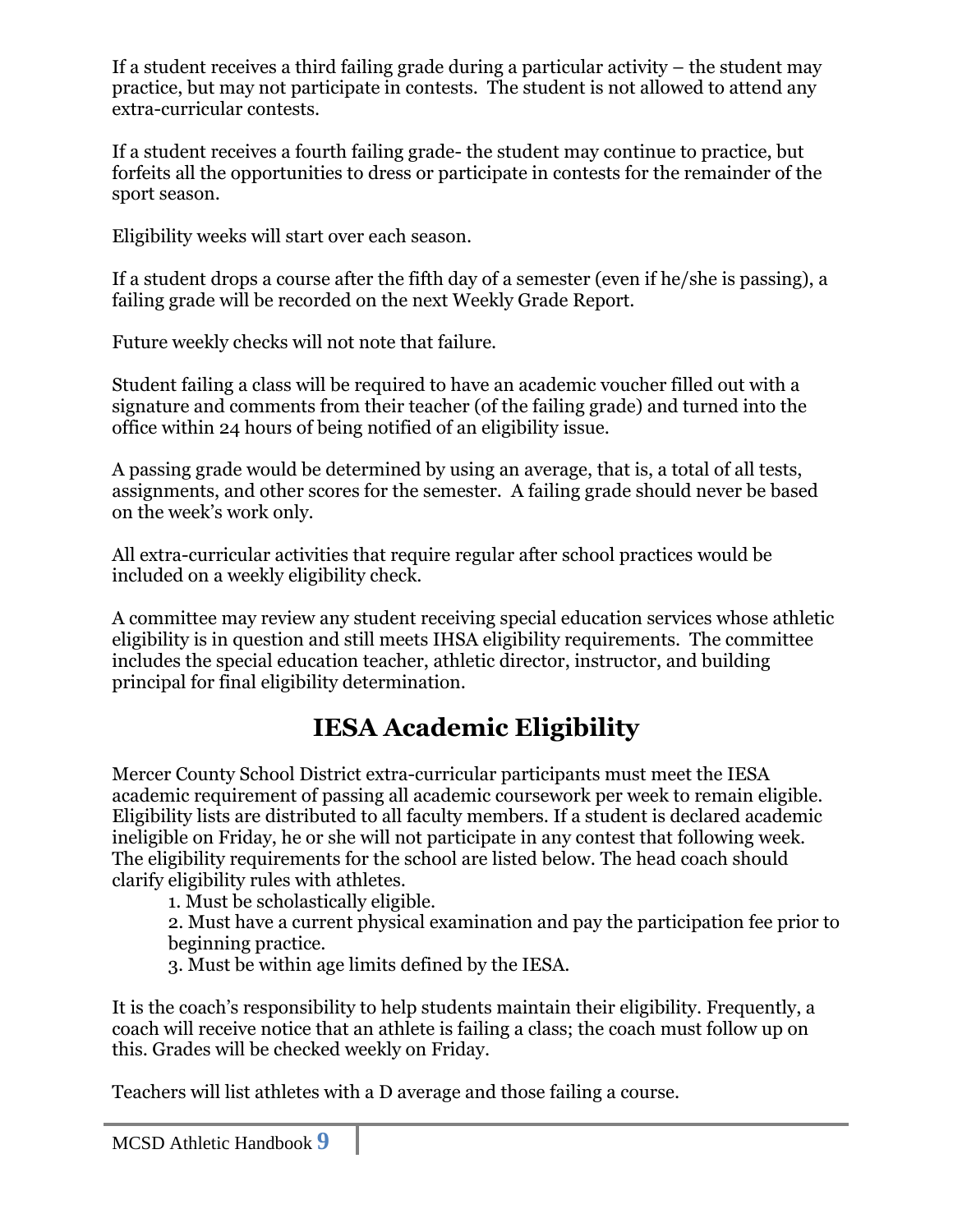If a student receives a third failing grade during a particular activity – the student may practice, but may not participate in contests. The student is not allowed to attend any extra-curricular contests.

If a student receives a fourth failing grade- the student may continue to practice, but forfeits all the opportunities to dress or participate in contests for the remainder of the sport season.

Eligibility weeks will start over each season.

If a student drops a course after the fifth day of a semester (even if he/she is passing), a failing grade will be recorded on the next Weekly Grade Report.

Future weekly checks will not note that failure.

Student failing a class will be required to have an academic voucher filled out with a signature and comments from their teacher (of the failing grade) and turned into the office within 24 hours of being notified of an eligibility issue.

A passing grade would be determined by using an average, that is, a total of all tests, assignments, and other scores for the semester. A failing grade should never be based on the week's work only.

All extra-curricular activities that require regular after school practices would be included on a weekly eligibility check.

A committee may review any student receiving special education services whose athletic eligibility is in question and still meets IHSA eligibility requirements. The committee includes the special education teacher, athletic director, instructor, and building principal for final eligibility determination.

# IESA Academic Eligibility

Mercer County School District extra-curricular participants must meet the IESA academic requirement of passing all academic coursework per week to remain eligible. Eligibility lists are distributed to all faculty members. If a student is declared academic ineligible on Friday, he or she will not participate in any contest that following week. The eligibility requirements for the school are listed below. The head coach should clarify eligibility rules with athletes.

1. Must be scholastically eligible.
2. Must have a current physical examination and pay the participation fee prior to beginning practice.
3. Must be within age limits defined by the IESA.

It is the coach's responsibility to help students maintain their eligibility. Frequently, a coach will receive notice that an athlete is failing a class; the coach must follow up on this. Grades will be checked weekly on Friday.

Teachers will list athletes with a D average and those failing a course.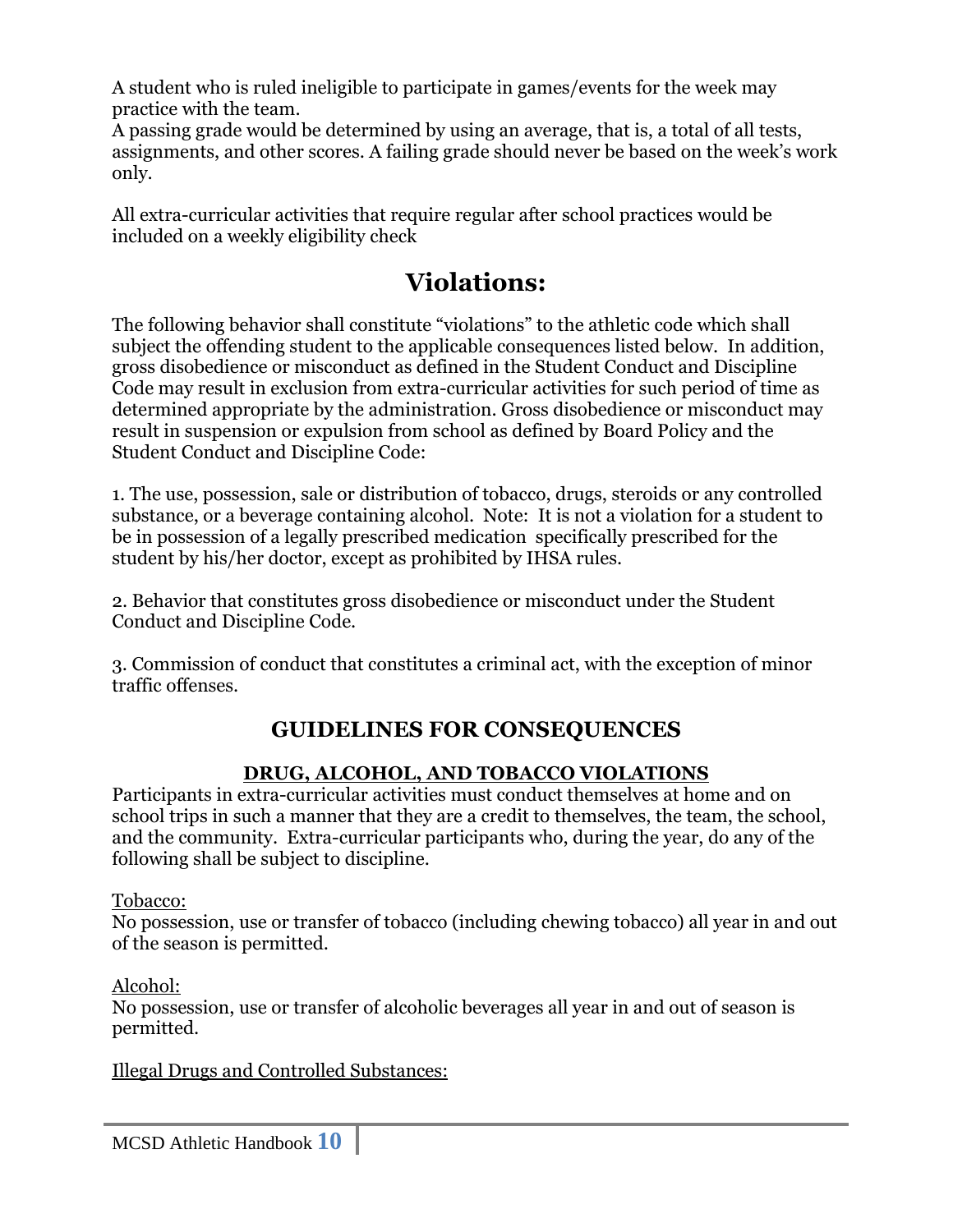A student who is ruled ineligible to participate in games/events for the week may practice with the team.
A passing grade would be determined by using an average, that is, a total of all tests, assignments, and other scores. A failing grade should never be based on the week's work only.

All extra-curricular activities that require regular after school practices would be included on a weekly eligibility check

# Violations:

The following behavior shall constitute "violations" to the athletic code which shall subject the offending student to the applicable consequences listed below. In addition, gross disobedience or misconduct as defined in the Student Conduct and Discipline Code may result in exclusion from extra-curricular activities for such period of time as determined appropriate by the administration. Gross disobedience or misconduct may result in suspension or expulsion from school as defined by Board Policy and the Student Conduct and Discipline Code:

1. The use, possession, sale or distribution of tobacco, drugs, steroids or any controlled substance, or a beverage containing alcohol. Note: It is not a violation for a student to be in possession of a legally prescribed medication specifically prescribed for the student by his/her doctor, except as prohibited by IHSA rules.

2. Behavior that constitutes gross disobedience or misconduct under the Student Conduct and Discipline Code.

3. Commission of conduct that constitutes a criminal act, with the exception of minor traffic offenses.

## GUIDELINES FOR CONSEQUENCES

### DRUG, ALCOHOL, AND TOBACCO VIOLATIONS

Participants in extra-curricular activities must conduct themselves at home and on school trips in such a manner that they are a credit to themselves, the team, the school, and the community. Extra-curricular participants who, during the year, do any of the following shall be subject to discipline.

Tobacco:
No possession, use or transfer of tobacco (including chewing tobacco) all year in and out of the season is permitted.

Alcohol:
No possession, use or transfer of alcoholic beverages all year in and out of season is permitted.

Illegal Drugs and Controlled Substances: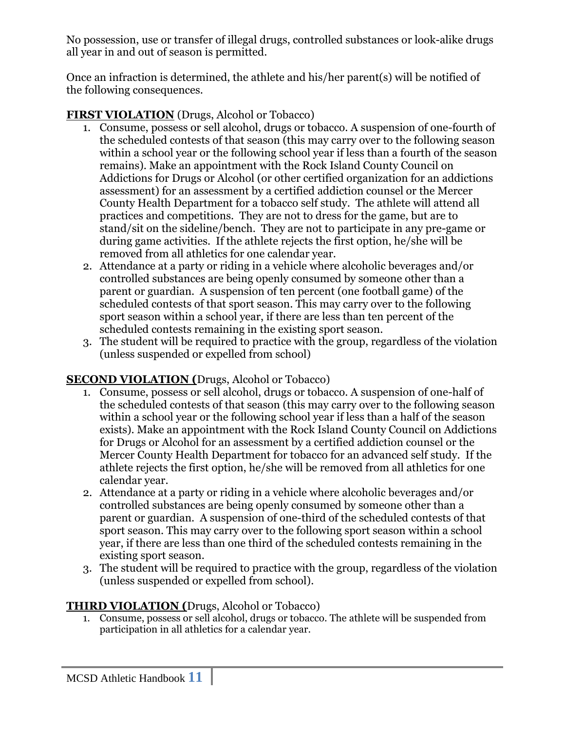No possession, use or transfer of illegal drugs, controlled substances or look-alike drugs all year in and out of season is permitted.

Once an infraction is determined, the athlete and his/her parent(s) will be notified of the following consequences.

**FIRST VIOLATION** (Drugs, Alcohol or Tobacco)

1. Consume, possess or sell alcohol, drugs or tobacco. A suspension of one-fourth of the scheduled contests of that season (this may carry over to the following season within a school year or the following school year if less than a fourth of the season remains). Make an appointment with the Rock Island County Council on Addictions for Drugs or Alcohol (or other certified organization for an addictions assessment) for an assessment by a certified addiction counsel or the Mercer County Health Department for a tobacco self study. The athlete will attend all practices and competitions. They are not to dress for the game, but are to stand/sit on the sideline/bench. They are not to participate in any pre-game or during game activities. If the athlete rejects the first option, he/she will be removed from all athletics for one calendar year.
2. Attendance at a party or riding in a vehicle where alcoholic beverages and/or controlled substances are being openly consumed by someone other than a parent or guardian. A suspension of ten percent (one football game) of the scheduled contests of that sport season. This may carry over to the following sport season within a school year, if there are less than ten percent of the scheduled contests remaining in the existing sport season.
3. The student will be required to practice with the group, regardless of the violation (unless suspended or expelled from school)

**SECOND VIOLATION (**Drugs, Alcohol or Tobacco)

1. Consume, possess or sell alcohol, drugs or tobacco. A suspension of one-half of the scheduled contests of that season (this may carry over to the following season within a school year or the following school year if less than a half of the season exists). Make an appointment with the Rock Island County Council on Addictions for Drugs or Alcohol for an assessment by a certified addiction counsel or the Mercer County Health Department for tobacco for an advanced self study. If the athlete rejects the first option, he/she will be removed from all athletics for one calendar year.
2. Attendance at a party or riding in a vehicle where alcoholic beverages and/or controlled substances are being openly consumed by someone other than a parent or guardian. A suspension of one-third of the scheduled contests of that sport season. This may carry over to the following sport season within a school year, if there are less than one third of the scheduled contests remaining in the existing sport season.
3. The student will be required to practice with the group, regardless of the violation (unless suspended or expelled from school).

**THIRD VIOLATION (**Drugs, Alcohol or Tobacco)

1. Consume, possess or sell alcohol, drugs or tobacco. The athlete will be suspended from participation in all athletics for a calendar year.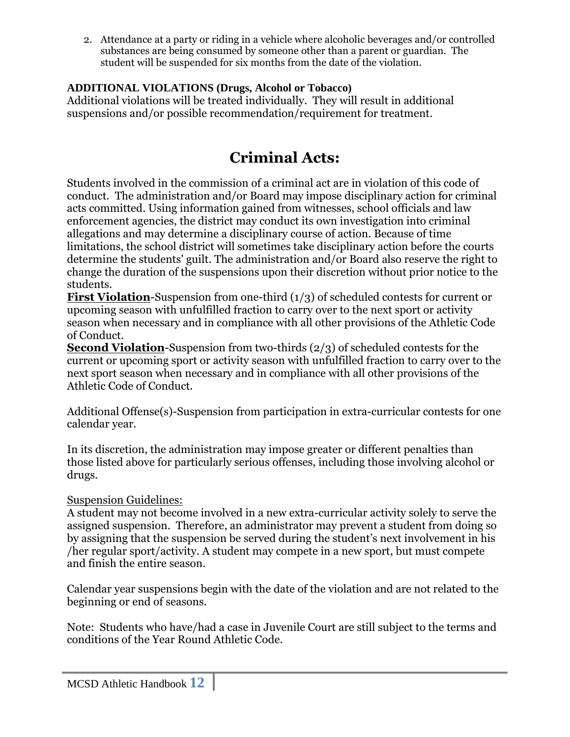2. Attendance at a party or riding in a vehicle where alcoholic beverages and/or controlled substances are being consumed by someone other than a parent or guardian. The student will be suspended for six months from the date of the violation.

**ADDITIONAL VIOLATIONS (Drugs, Alcohol or Tobacco)**
Additional violations will be treated individually. They will result in additional suspensions and/or possible recommendation/requirement for treatment.

# Criminal Acts:

Students involved in the commission of a criminal act are in violation of this code of conduct. The administration and/or Board may impose disciplinary action for criminal acts committed. Using information gained from witnesses, school officials and law enforcement agencies, the district may conduct its own investigation into criminal allegations and may determine a disciplinary course of action. Because of time limitations, the school district will sometimes take disciplinary action before the courts determine the students' guilt. The administration and/or Board also reserve the right to change the duration of the suspensions upon their discretion without prior notice to the students.

**First Violation**-Suspension from one-third (1/3) of scheduled contests for current or upcoming season with unfulfilled fraction to carry over to the next sport or activity season when necessary and in compliance with all other provisions of the Athletic Code of Conduct.

**Second Violation**-Suspension from two-thirds (2/3) of scheduled contests for the current or upcoming sport or activity season with unfulfilled fraction to carry over to the next sport season when necessary and in compliance with all other provisions of the Athletic Code of Conduct.

Additional Offense(s)-Suspension from participation in extra-curricular contests for one calendar year.

In its discretion, the administration may impose greater or different penalties than those listed above for particularly serious offenses, including those involving alcohol or drugs.

Suspension Guidelines:
A student may not become involved in a new extra-curricular activity solely to serve the assigned suspension. Therefore, an administrator may prevent a student from doing so by assigning that the suspension be served during the student's next involvement in his /her regular sport/activity. A student may compete in a new sport, but must compete and finish the entire season.

Calendar year suspensions begin with the date of the violation and are not related to the beginning or end of seasons.

Note: Students who have/had a case in Juvenile Court are still subject to the terms and conditions of the Year Round Athletic Code.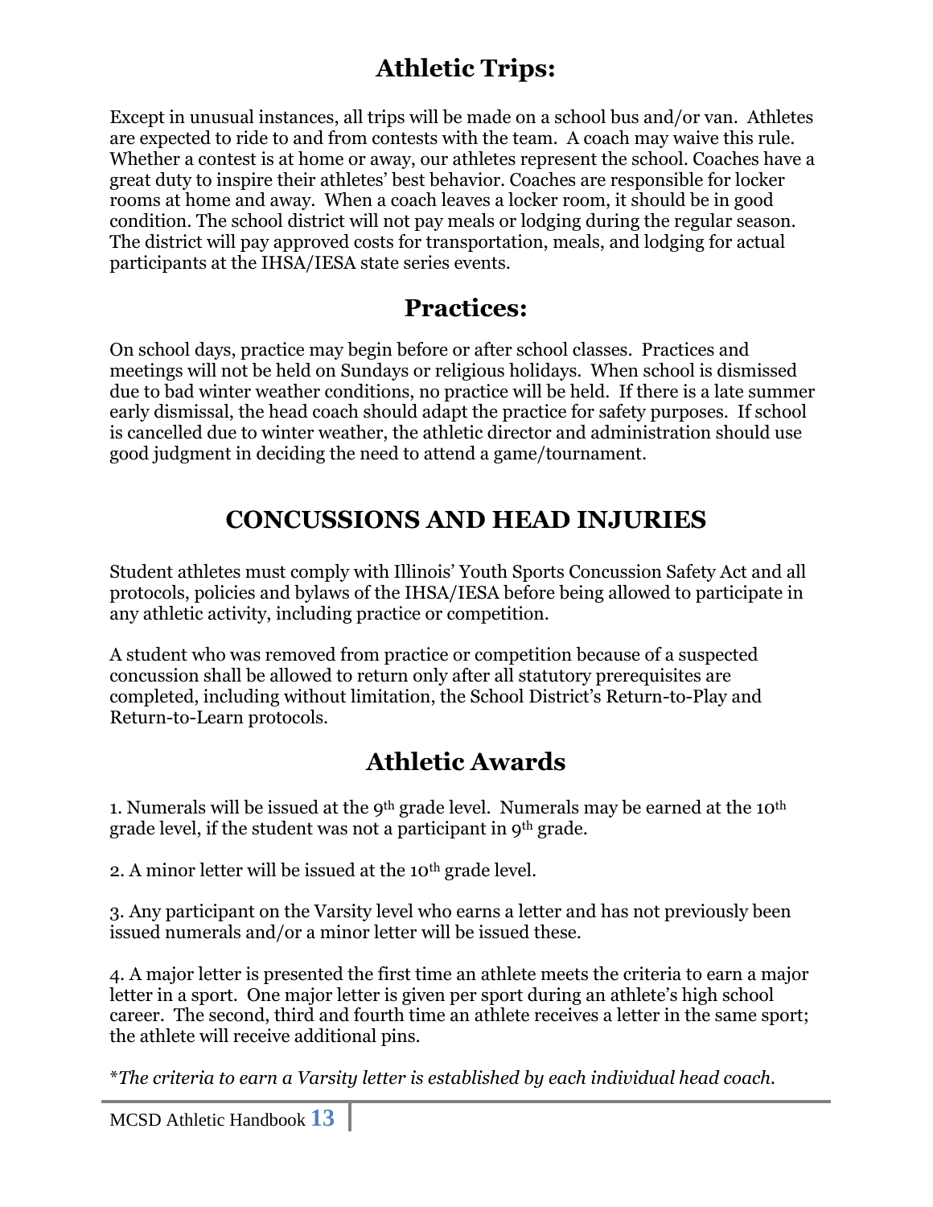## Athletic Trips:

Except in unusual instances, all trips will be made on a school bus and/or van. Athletes are expected to ride to and from contests with the team. A coach may waive this rule. Whether a contest is at home or away, our athletes represent the school. Coaches have a great duty to inspire their athletes' best behavior. Coaches are responsible for locker rooms at home and away. When a coach leaves a locker room, it should be in good condition. The school district will not pay meals or lodging during the regular season. The district will pay approved costs for transportation, meals, and lodging for actual participants at the IHSA/IESA state series events.

## Practices:

On school days, practice may begin before or after school classes. Practices and meetings will not be held on Sundays or religious holidays. When school is dismissed due to bad winter weather conditions, no practice will be held. If there is a late summer early dismissal, the head coach should adapt the practice for safety purposes. If school is cancelled due to winter weather, the athletic director and administration should use good judgment in deciding the need to attend a game/tournament.

# CONCUSSIONS AND HEAD INJURIES

Student athletes must comply with Illinois' Youth Sports Concussion Safety Act and all protocols, policies and bylaws of the IHSA/IESA before being allowed to participate in any athletic activity, including practice or competition.

A student who was removed from practice or competition because of a suspected concussion shall be allowed to return only after all statutory prerequisites are completed, including without limitation, the School District's Return-to-Play and Return-to-Learn protocols.

## Athletic Awards

1. Numerals will be issued at the 9th grade level. Numerals may be earned at the 10th grade level, if the student was not a participant in 9th grade.

2. A minor letter will be issued at the 10th grade level.

3. Any participant on the Varsity level who earns a letter and has not previously been issued numerals and/or a minor letter will be issued these.

4. A major letter is presented the first time an athlete meets the criteria to earn a major letter in a sport. One major letter is given per sport during an athlete's high school career. The second, third and fourth time an athlete receives a letter in the same sport; the athlete will receive additional pins.

**The criteria to earn a Varsity letter is established by each individual head coach.*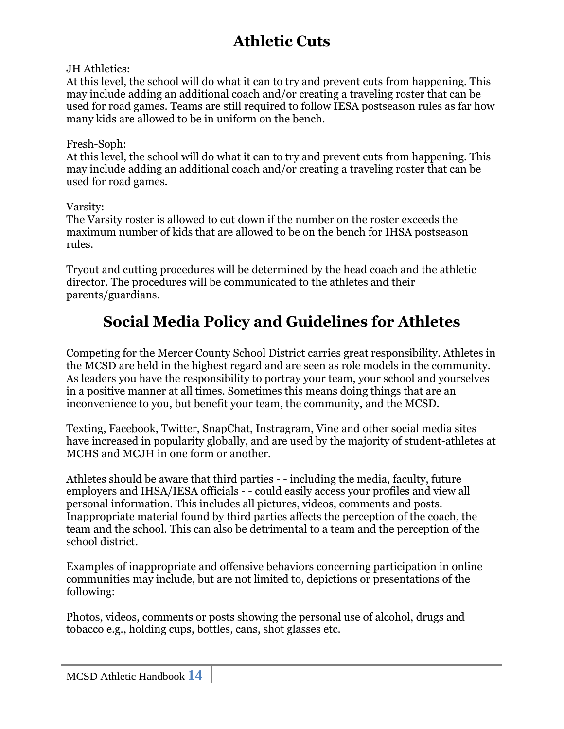# Athletic Cuts

JH Athletics:
At this level, the school will do what it can to try and prevent cuts from happening. This may include adding an additional coach and/or creating a traveling roster that can be used for road games. Teams are still required to follow IESA postseason rules as far how many kids are allowed to be in uniform on the bench.

Fresh-Soph:
At this level, the school will do what it can to try and prevent cuts from happening. This may include adding an additional coach and/or creating a traveling roster that can be used for road games.

Varsity:
The Varsity roster is allowed to cut down if the number on the roster exceeds the maximum number of kids that are allowed to be on the bench for IHSA postseason rules.

Tryout and cutting procedures will be determined by the head coach and the athletic director. The procedures will be communicated to the athletes and their parents/guardians.

# Social Media Policy and Guidelines for Athletes

Competing for the Mercer County School District carries great responsibility. Athletes in the MCSD are held in the highest regard and are seen as role models in the community. As leaders you have the responsibility to portray your team, your school and yourselves in a positive manner at all times. Sometimes this means doing things that are an inconvenience to you, but benefit your team, the community, and the MCSD.

Texting, Facebook, Twitter, SnapChat, Instragram, Vine and other social media sites have increased in popularity globally, and are used by the majority of student-athletes at MCHS and MCJH in one form or another.

Athletes should be aware that third parties - - including the media, faculty, future employers and IHSA/IESA officials - - could easily access your profiles and view all personal information. This includes all pictures, videos, comments and posts. Inappropriate material found by third parties affects the perception of the coach, the team and the school. This can also be detrimental to a team and the perception of the school district.

Examples of inappropriate and offensive behaviors concerning participation in online communities may include, but are not limited to, depictions or presentations of the following:

Photos, videos, comments or posts showing the personal use of alcohol, drugs and tobacco e.g., holding cups, bottles, cans, shot glasses etc.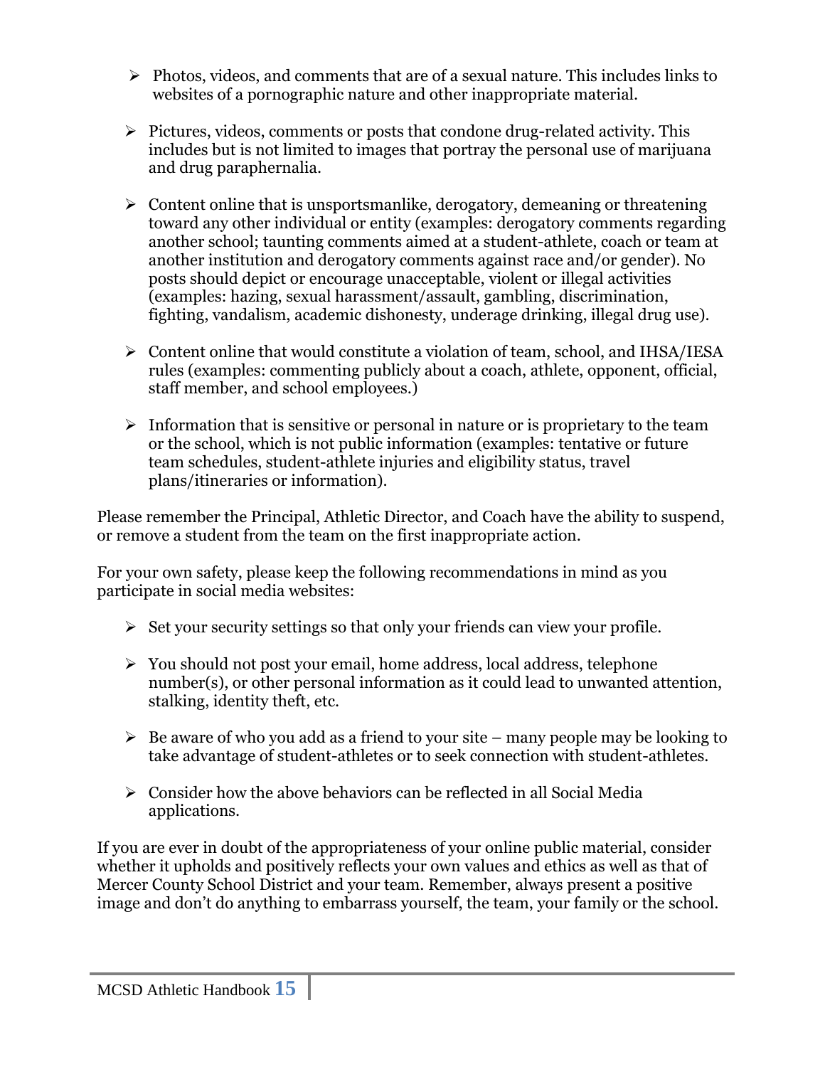- Photos, videos, and comments that are of a sexual nature. This includes links to websites of a pornographic nature and other inappropriate material.

- Pictures, videos, comments or posts that condone drug-related activity. This includes but is not limited to images that portray the personal use of marijuana and drug paraphernalia.

- Content online that is unsportsmanlike, derogatory, demeaning or threatening toward any other individual or entity (examples: derogatory comments regarding another school; taunting comments aimed at a student-athlete, coach or team at another institution and derogatory comments against race and/or gender). No posts should depict or encourage unacceptable, violent or illegal activities (examples: hazing, sexual harassment/assault, gambling, discrimination, fighting, vandalism, academic dishonesty, underage drinking, illegal drug use).

- Content online that would constitute a violation of team, school, and IHSA/IESA rules (examples: commenting publicly about a coach, athlete, opponent, official, staff member, and school employees.)

- Information that is sensitive or personal in nature or is proprietary to the team or the school, which is not public information (examples: tentative or future team schedules, student-athlete injuries and eligibility status, travel plans/itineraries or information).

Please remember the Principal, Athletic Director, and Coach have the ability to suspend, or remove a student from the team on the first inappropriate action.

For your own safety, please keep the following recommendations in mind as you participate in social media websites:

- Set your security settings so that only your friends can view your profile.

- You should not post your email, home address, local address, telephone number(s), or other personal information as it could lead to unwanted attention, stalking, identity theft, etc.

- Be aware of who you add as a friend to your site – many people may be looking to take advantage of student-athletes or to seek connection with student-athletes.

- Consider how the above behaviors can be reflected in all Social Media applications.

If you are ever in doubt of the appropriateness of your online public material, consider whether it upholds and positively reflects your own values and ethics as well as that of Mercer County School District and your team. Remember, always present a positive image and don't do anything to embarrass yourself, the team, your family or the school.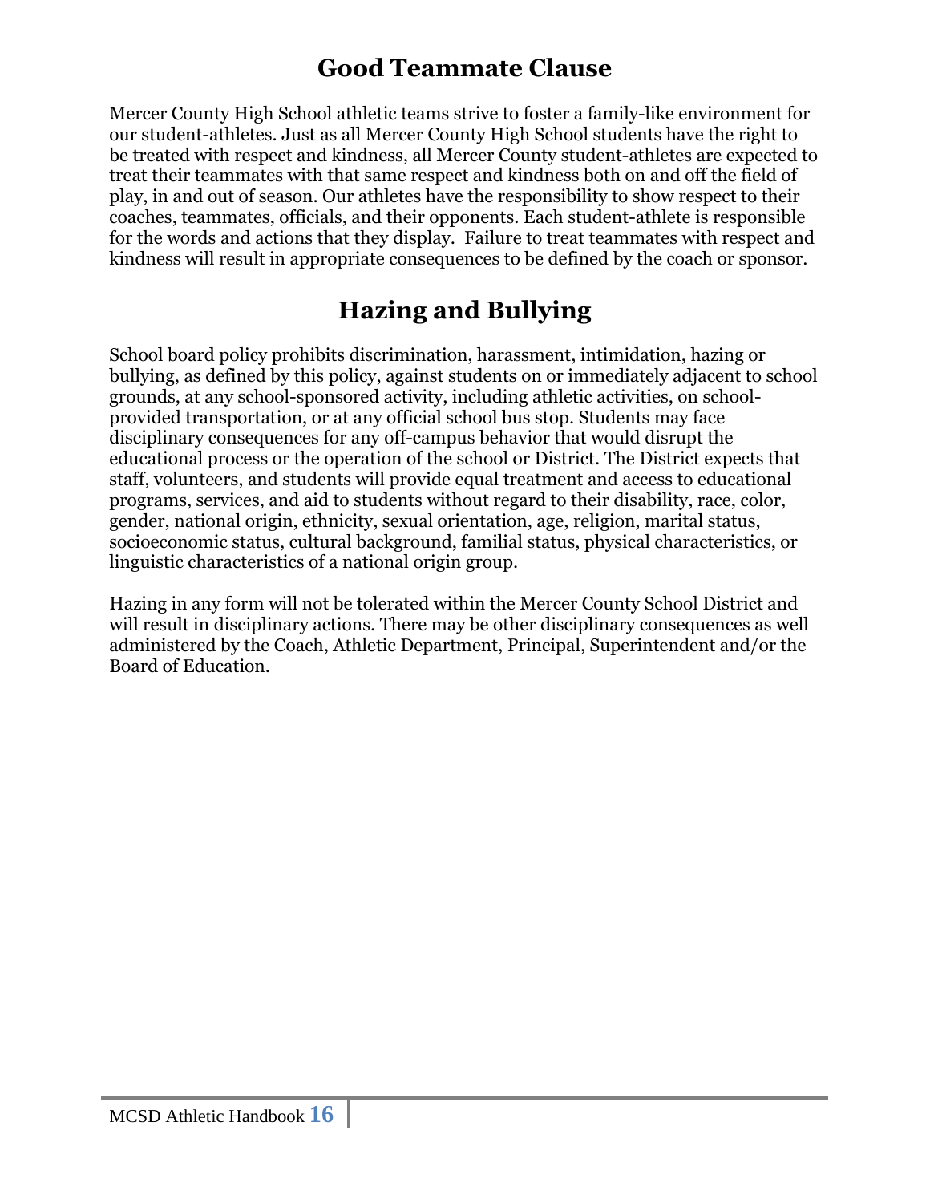# Good Teammate Clause

Mercer County High School athletic teams strive to foster a family-like environment for our student-athletes. Just as all Mercer County High School students have the right to be treated with respect and kindness, all Mercer County student-athletes are expected to treat their teammates with that same respect and kindness both on and off the field of play, in and out of season. Our athletes have the responsibility to show respect to their coaches, teammates, officials, and their opponents. Each student-athlete is responsible for the words and actions that they display. Failure to treat teammates with respect and kindness will result in appropriate consequences to be defined by the coach or sponsor.

# Hazing and Bullying

School board policy prohibits discrimination, harassment, intimidation, hazing or bullying, as defined by this policy, against students on or immediately adjacent to school grounds, at any school-sponsored activity, including athletic activities, on school-provided transportation, or at any official school bus stop. Students may face disciplinary consequences for any off-campus behavior that would disrupt the educational process or the operation of the school or District. The District expects that staff, volunteers, and students will provide equal treatment and access to educational programs, services, and aid to students without regard to their disability, race, color, gender, national origin, ethnicity, sexual orientation, age, religion, marital status, socioeconomic status, cultural background, familial status, physical characteristics, or linguistic characteristics of a national origin group.

Hazing in any form will not be tolerated within the Mercer County School District and will result in disciplinary actions. There may be other disciplinary consequences as well administered by the Coach, Athletic Department, Principal, Superintendent and/or the Board of Education.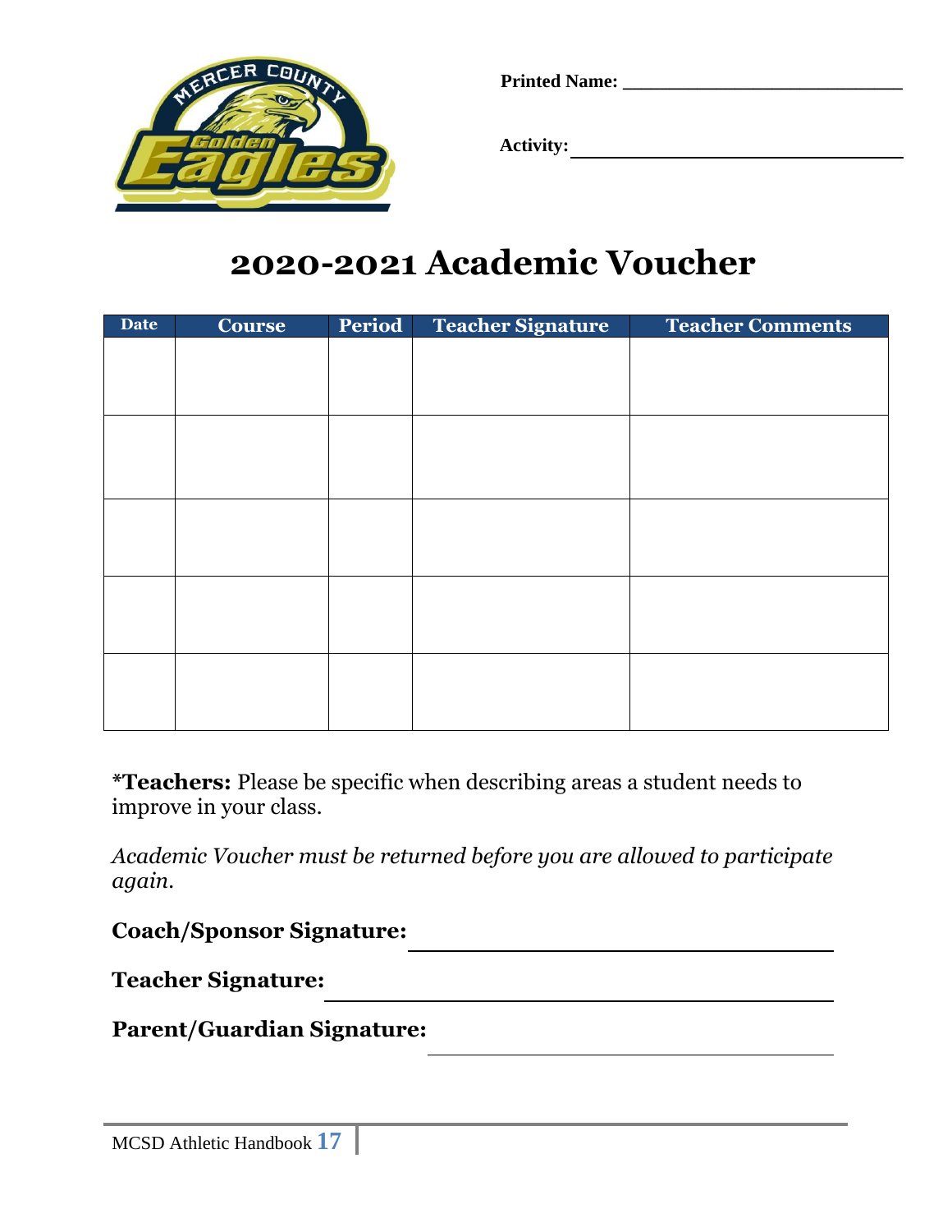Printed Name: ______________________________

Activity: ______________________________

# 2020-2021 Academic Voucher

| Date | Course | Period | Teacher Signature | Teacher Comments |
|---|---|---|---|---|
| | | | | |
| | | | | |
| | | | | |
| | | | | |
| | | | | |

***Teachers:** Please be specific when describing areas a student needs to improve in your class.

*Academic Voucher must be returned before you are allowed to participate again.*

**Coach/Sponsor Signature:** ______________________________

**Teacher Signature:** ______________________________

**Parent/Guardian Signature:** ______________________________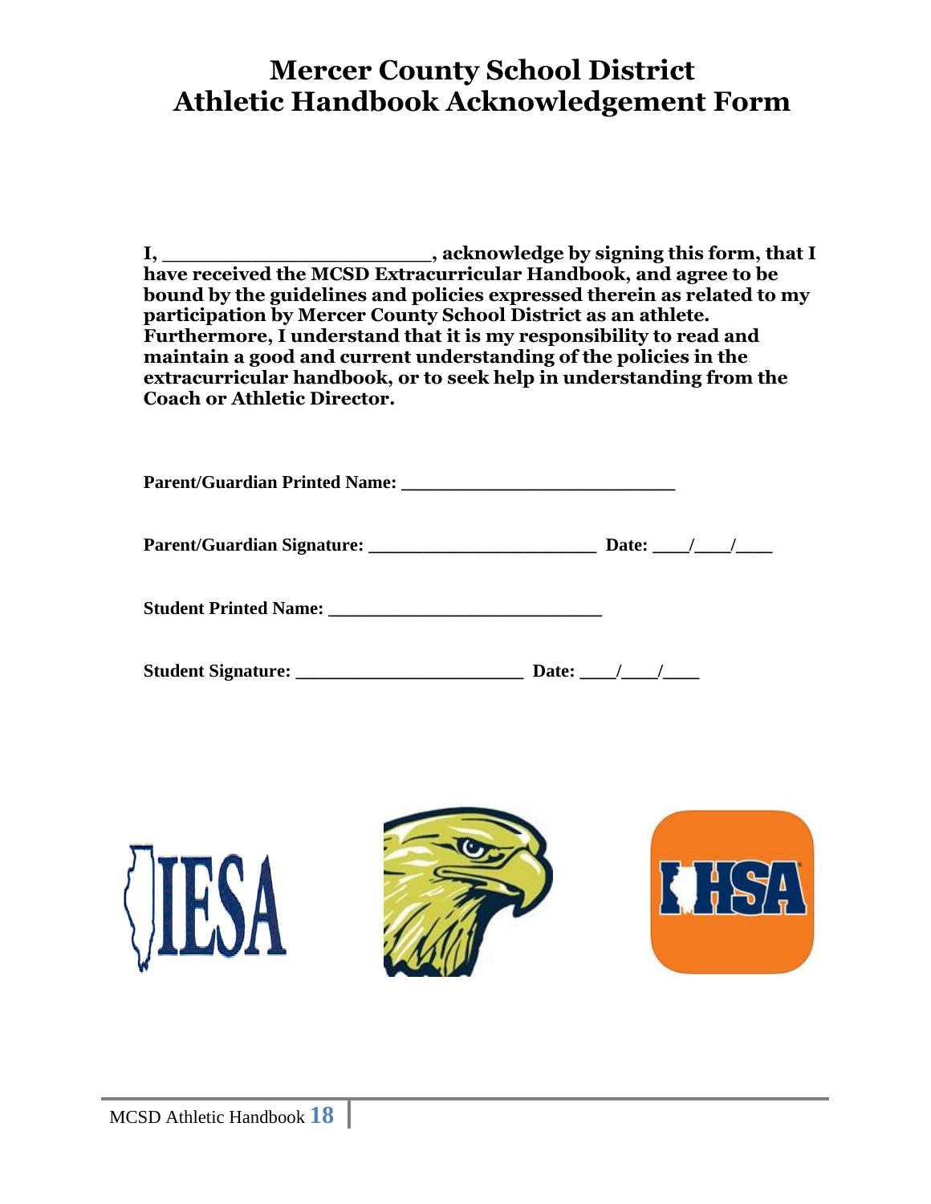# Mercer County School District
# Athletic Handbook Acknowledgement Form

**I, ________________________, acknowledge by signing this form, that I have received the MCSD Extracurricular Handbook, and agree to be bound by the guidelines and policies expressed therein as related to my participation by Mercer County School District as an athlete. Furthermore, I understand that it is my responsibility to read and maintain a good and current understanding of the policies in the extracurricular handbook, or to seek help in understanding from the Coach or Athletic Director.**

**Parent/Guardian Printed Name: ____________________________**

**Parent/Guardian Signature: ________________________ Date: ____/____/____**

**Student Printed Name: ____________________________**

**Student Signature: ________________________ Date: ____/____/____**

IESA

IHSA